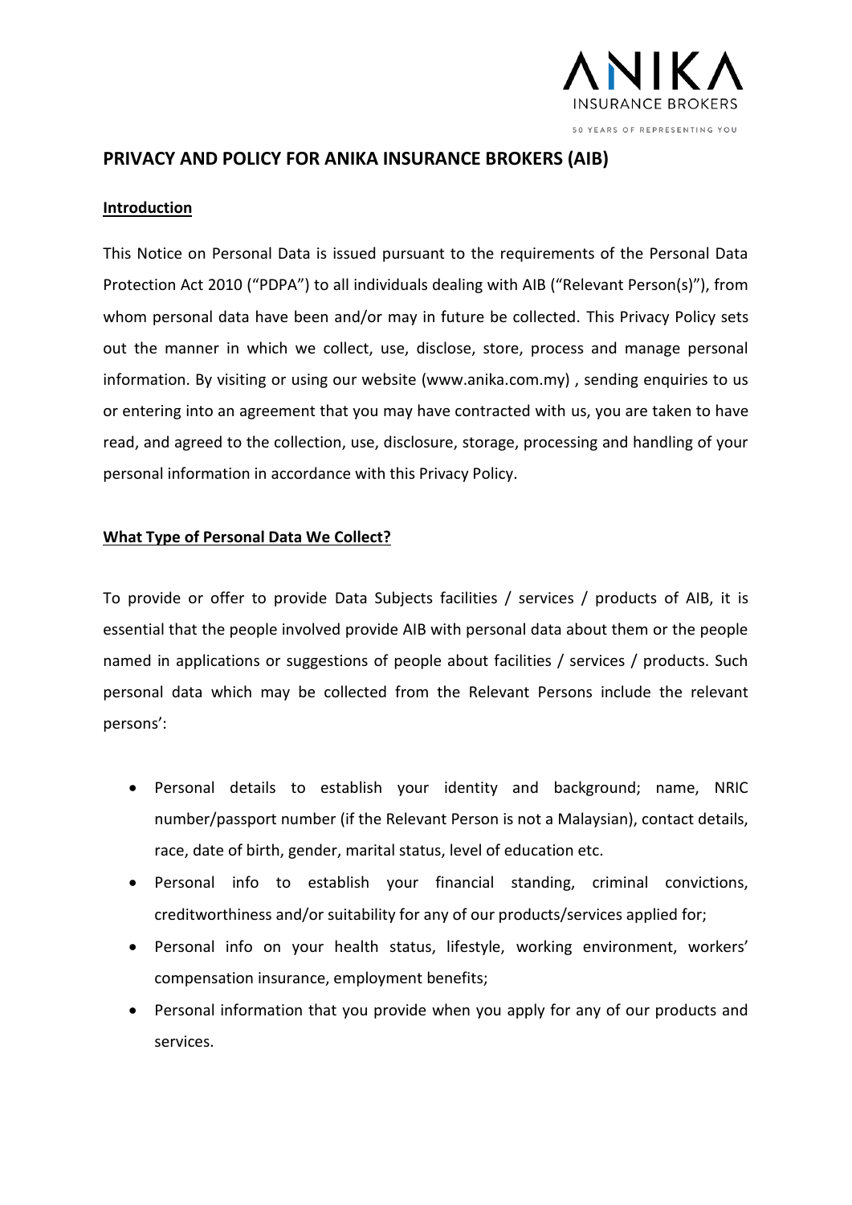# PRIVACY AND POLICY FOR ANIKA INSURANCE BROKERS (AIB)

## Introduction

This Notice on Personal Data is issued pursuant to the requirements of the Personal Data Protection Act 2010 ("PDPA") to all individuals dealing with AIB ("Relevant Person(s)"), from whom personal data have been and/or may in future be collected. This Privacy Policy sets out the manner in which we collect, use, disclose, store, process and manage personal information. By visiting or using our website (www.anika.com.my) , sending enquiries to us or entering into an agreement that you may have contracted with us, you are taken to have read, and agreed to the collection, use, disclosure, storage, processing and handling of your personal information in accordance with this Privacy Policy.

## What Type of Personal Data We Collect?

To provide or offer to provide Data Subjects facilities / services / products of AIB, it is essential that the people involved provide AIB with personal data about them or the people named in applications or suggestions of people about facilities / services / products. Such personal data which may be collected from the Relevant Persons include the relevant persons':

- Personal details to establish your identity and background; name, NRIC number/passport number (if the Relevant Person is not a Malaysian), contact details, race, date of birth, gender, marital status, level of education etc.
- Personal info to establish your financial standing, criminal convictions, creditworthiness and/or suitability for any of our products/services applied for;
- Personal info on your health status, lifestyle, working environment, workers' compensation insurance, employment benefits;
- Personal information that you provide when you apply for any of our products and services.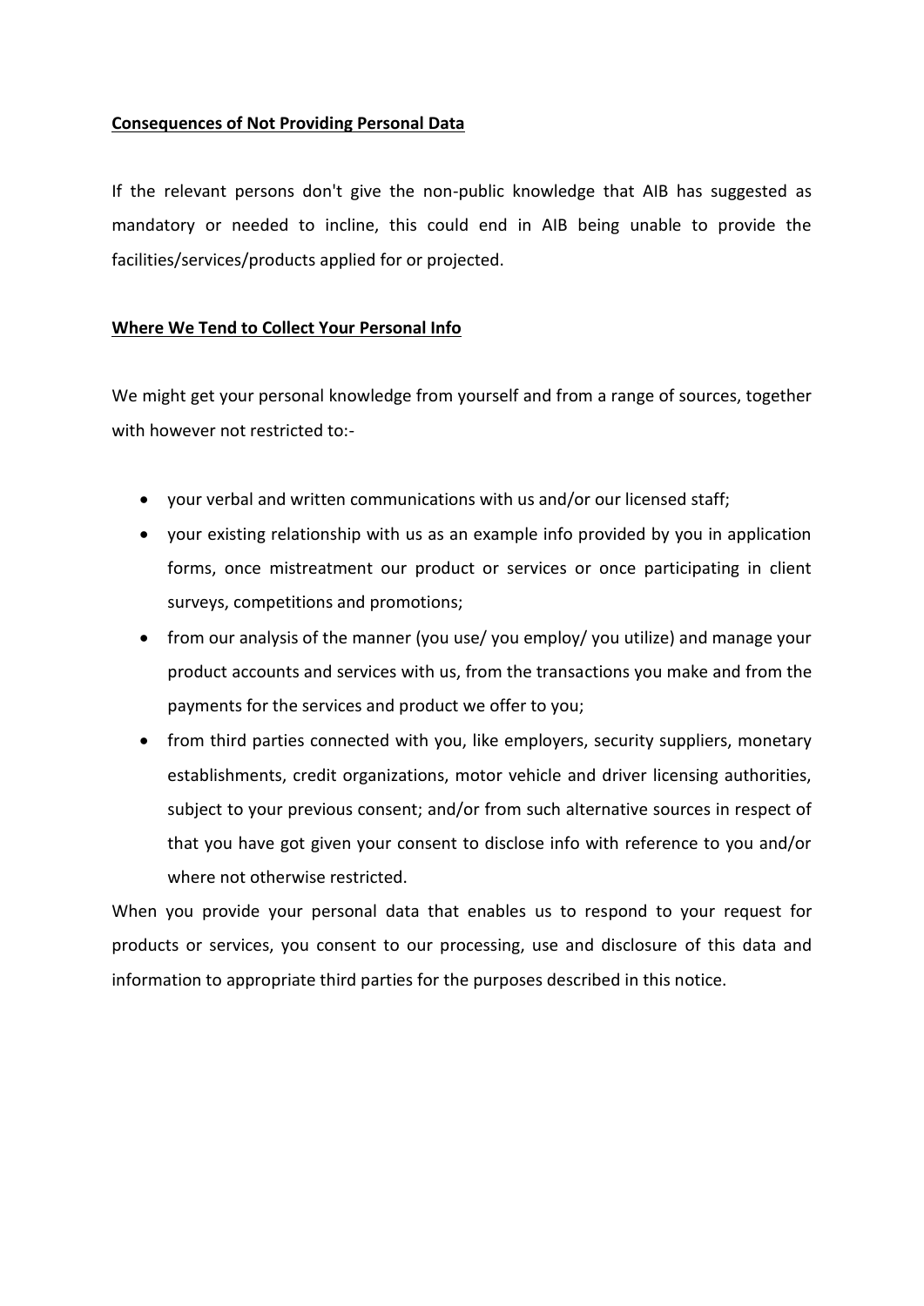**Consequences of Not Providing Personal Data**

If the relevant persons don't give the non-public knowledge that AIB has suggested as mandatory or needed to incline, this could end in AIB being unable to provide the facilities/services/products applied for or projected.

**Where We Tend to Collect Your Personal Info**

We might get your personal knowledge from yourself and from a range of sources, together with however not restricted to:-

- your verbal and written communications with us and/or our licensed staff;
- your existing relationship with us as an example info provided by you in application forms, once mistreatment our product or services or once participating in client surveys, competitions and promotions;
- from our analysis of the manner (you use/ you employ/ you utilize) and manage your product accounts and services with us, from the transactions you make and from the payments for the services and product we offer to you;
- from third parties connected with you, like employers, security suppliers, monetary establishments, credit organizations, motor vehicle and driver licensing authorities, subject to your previous consent; and/or from such alternative sources in respect of that you have got given your consent to disclose info with reference to you and/or where not otherwise restricted.

When you provide your personal data that enables us to respond to your request for products or services, you consent to our processing, use and disclosure of this data and information to appropriate third parties for the purposes described in this notice.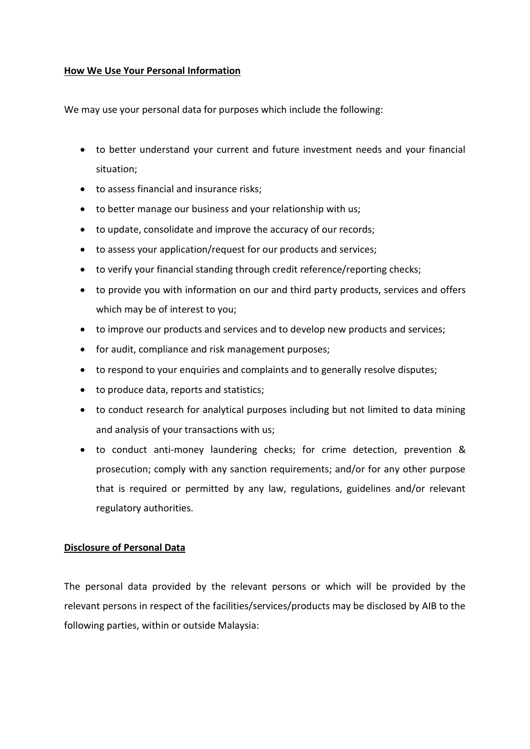## How We Use Your Personal Information

We may use your personal data for purposes which include the following:

- to better understand your current and future investment needs and your financial situation;
- to assess financial and insurance risks;
- to better manage our business and your relationship with us;
- to update, consolidate and improve the accuracy of our records;
- to assess your application/request for our products and services;
- to verify your financial standing through credit reference/reporting checks;
- to provide you with information on our and third party products, services and offers which may be of interest to you;
- to improve our products and services and to develop new products and services;
- for audit, compliance and risk management purposes;
- to respond to your enquiries and complaints and to generally resolve disputes;
- to produce data, reports and statistics;
- to conduct research for analytical purposes including but not limited to data mining and analysis of your transactions with us;
- to conduct anti-money laundering checks; for crime detection, prevention & prosecution; comply with any sanction requirements; and/or for any other purpose that is required or permitted by any law, regulations, guidelines and/or relevant regulatory authorities.

## Disclosure of Personal Data

The personal data provided by the relevant persons or which will be provided by the relevant persons in respect of the facilities/services/products may be disclosed by AIB to the following parties, within or outside Malaysia: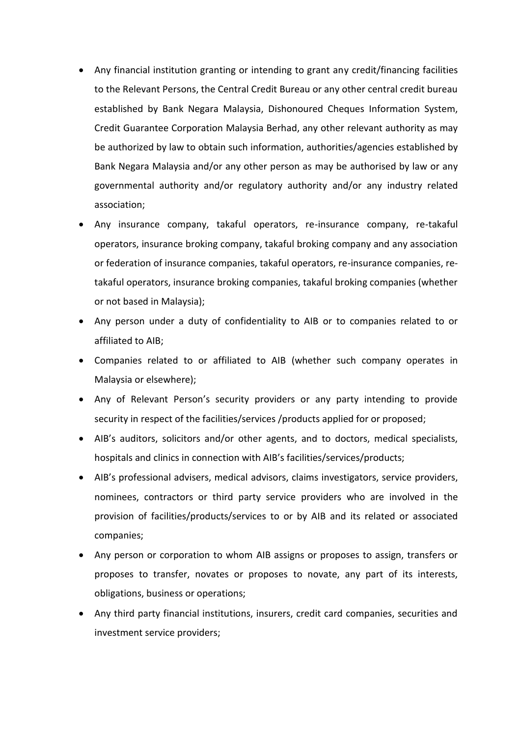- Any financial institution granting or intending to grant any credit/financing facilities to the Relevant Persons, the Central Credit Bureau or any other central credit bureau established by Bank Negara Malaysia, Dishonoured Cheques Information System, Credit Guarantee Corporation Malaysia Berhad, any other relevant authority as may be authorized by law to obtain such information, authorities/agencies established by Bank Negara Malaysia and/or any other person as may be authorised by law or any governmental authority and/or regulatory authority and/or any industry related association;
- Any insurance company, takaful operators, re-insurance company, re-takaful operators, insurance broking company, takaful broking company and any association or federation of insurance companies, takaful operators, re-insurance companies, re-takaful operators, insurance broking companies, takaful broking companies (whether or not based in Malaysia);
- Any person under a duty of confidentiality to AIB or to companies related to or affiliated to AIB;
- Companies related to or affiliated to AIB (whether such company operates in Malaysia or elsewhere);
- Any of Relevant Person's security providers or any party intending to provide security in respect of the facilities/services /products applied for or proposed;
- AIB's auditors, solicitors and/or other agents, and to doctors, medical specialists, hospitals and clinics in connection with AIB's facilities/services/products;
- AIB's professional advisers, medical advisors, claims investigators, service providers, nominees, contractors or third party service providers who are involved in the provision of facilities/products/services to or by AIB and its related or associated companies;
- Any person or corporation to whom AIB assigns or proposes to assign, transfers or proposes to transfer, novates or proposes to novate, any part of its interests, obligations, business or operations;
- Any third party financial institutions, insurers, credit card companies, securities and investment service providers;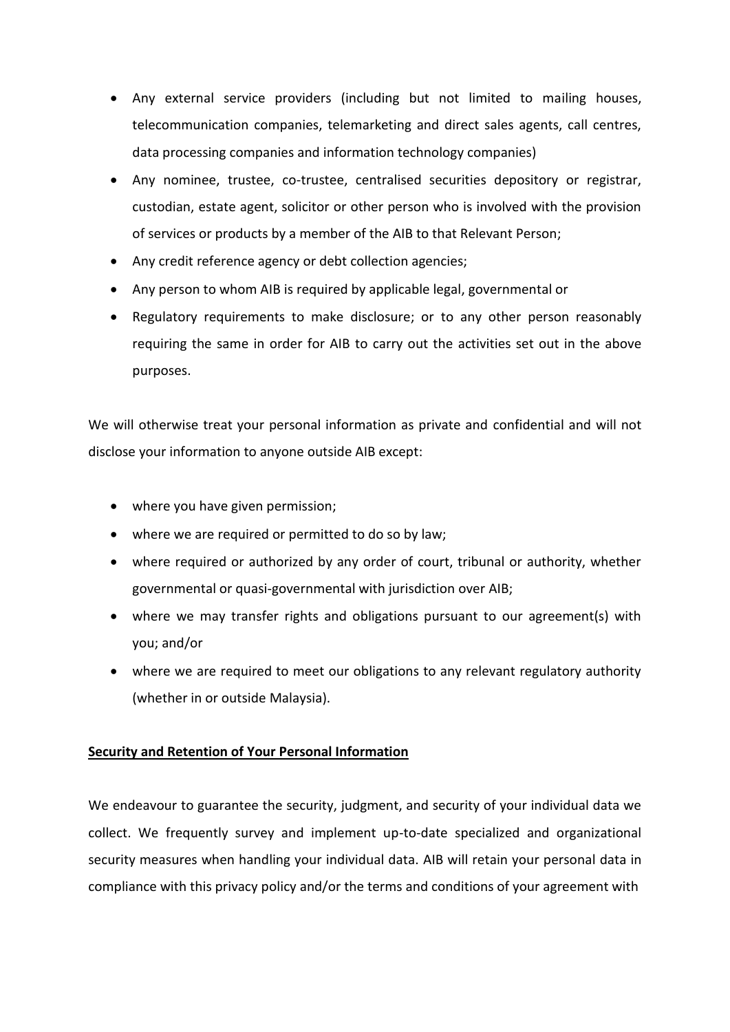- Any external service providers (including but not limited to mailing houses, telecommunication companies, telemarketing and direct sales agents, call centres, data processing companies and information technology companies)
- Any nominee, trustee, co-trustee, centralised securities depository or registrar, custodian, estate agent, solicitor or other person who is involved with the provision of services or products by a member of the AIB to that Relevant Person;
- Any credit reference agency or debt collection agencies;
- Any person to whom AIB is required by applicable legal, governmental or
- Regulatory requirements to make disclosure; or to any other person reasonably requiring the same in order for AIB to carry out the activities set out in the above purposes.

We will otherwise treat your personal information as private and confidential and will not disclose your information to anyone outside AIB except:

- where you have given permission;
- where we are required or permitted to do so by law;
- where required or authorized by any order of court, tribunal or authority, whether governmental or quasi-governmental with jurisdiction over AIB;
- where we may transfer rights and obligations pursuant to our agreement(s) with you; and/or
- where we are required to meet our obligations to any relevant regulatory authority (whether in or outside Malaysia).

**<u>Security and Retention of Your Personal Information</u>**

We endeavour to guarantee the security, judgment, and security of your individual data we collect. We frequently survey and implement up-to-date specialized and organizational security measures when handling your individual data. AIB will retain your personal data in compliance with this privacy policy and/or the terms and conditions of your agreement with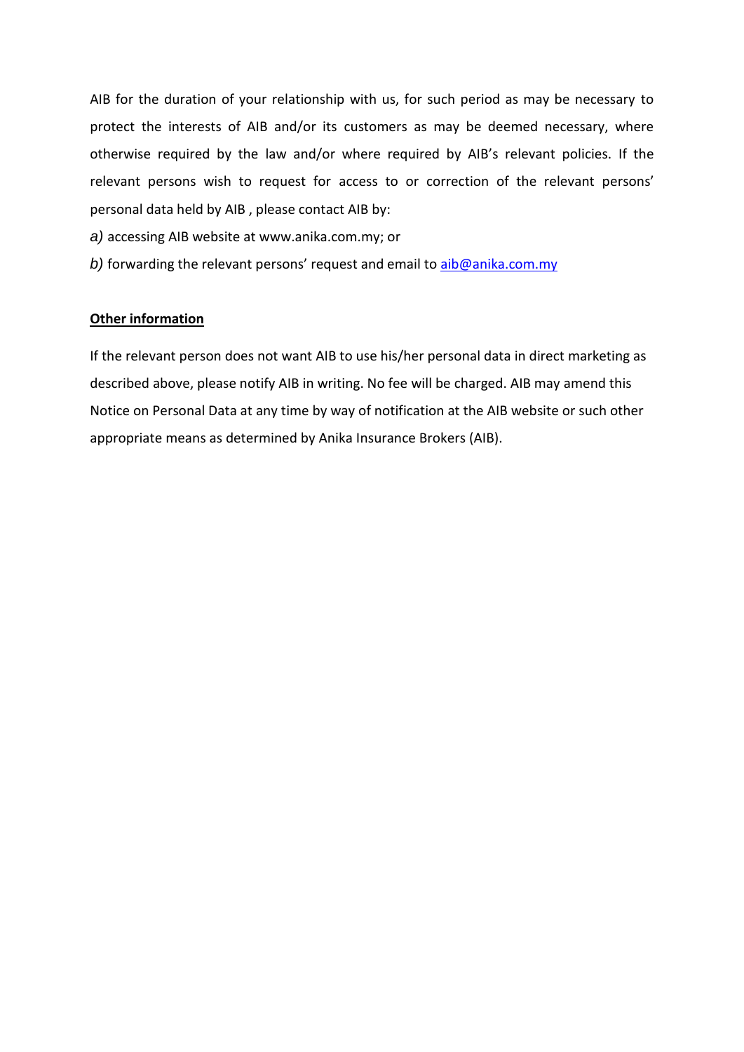AIB for the duration of your relationship with us, for such period as may be necessary to protect the interests of AIB and/or its customers as may be deemed necessary, where otherwise required by the law and/or where required by AIB's relevant policies. If the relevant persons wish to request for access to or correction of the relevant persons' personal data held by AIB , please contact AIB by:

*a)* accessing AIB website at www.anika.com.my; or

*b)* forwarding the relevant persons' request and email to aib@anika.com.my

**Other information**

If the relevant person does not want AIB to use his/her personal data in direct marketing as described above, please notify AIB in writing. No fee will be charged. AIB may amend this Notice on Personal Data at any time by way of notification at the AIB website or such other appropriate means as determined by Anika Insurance Brokers (AIB).